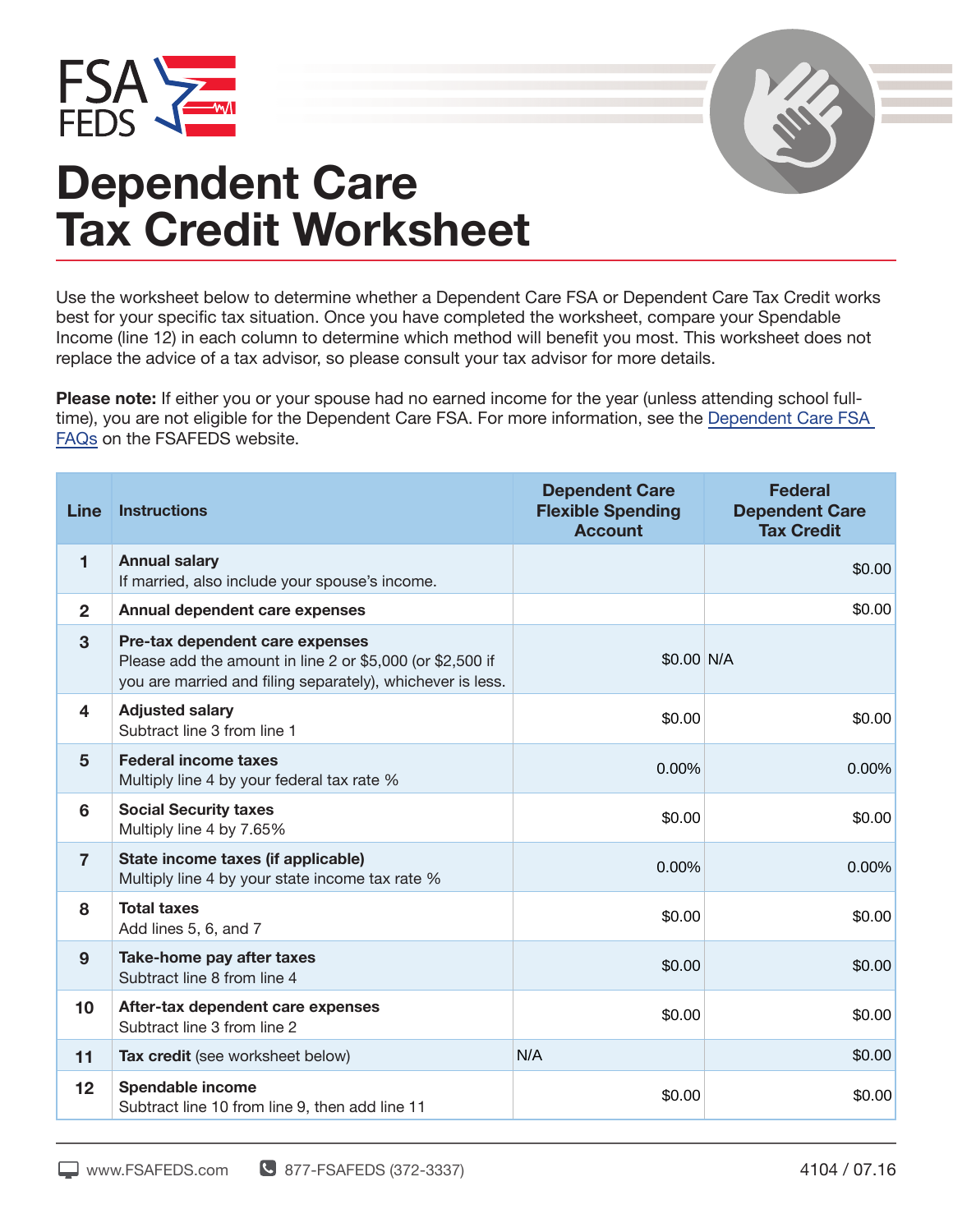# Dependent Care Tax Credit Worksheet

Use the worksheet below to determine whether a Dependent Care FSA or Dependent Care Tax Credit works best for your specific tax situation. Once you have completed the worksheet, compare your Spendable Income (line 12) in each column to determine which method will benefit you most. This worksheet does not replace the advice of a tax advisor, so please consult your tax advisor for more details.

**Please note:** If either you or your spouse had no earned income for the year (unless attending school full-time), you are not eligible for the Dependent Care FSA. For more information, see the Dependent Care FSA FAQs on the FSAFEDS website.

| Line | Instructions | Dependent Care Flexible Spending Account | Federal Dependent Care Tax Credit |
|---|---|---|---|
| 1 | **Annual salary** If married, also include your spouse's income. | | $0.00 |
| 2 | **Annual dependent care expenses** | | $0.00 |
| 3 | **Pre-tax dependent care expenses** Please add the amount in line 2 or $5,000 (or $2,500 if you are married and filing separately), whichever is less. | $0.00 | N/A |
| 4 | **Adjusted salary** Subtract line 3 from line 1 | $0.00 | $0.00 |
| 5 | **Federal income taxes** Multiply line 4 by your federal tax rate % | 0.00% | 0.00% |
| 6 | **Social Security taxes** Multiply line 4 by 7.65% | $0.00 | $0.00 |
| 7 | **State income taxes (if applicable)** Multiply line 4 by your state income tax rate % | 0.00% | 0.00% |
| 8 | **Total taxes** Add lines 5, 6, and 7 | $0.00 | $0.00 |
| 9 | **Take-home pay after taxes** Subtract line 8 from line 4 | $0.00 | $0.00 |
| 10 | **After-tax dependent care expenses** Subtract line 3 from line 2 | $0.00 | $0.00 |
| 11 | **Tax credit** (see worksheet below) | N/A | $0.00 |
| 12 | **Spendable income** Subtract line 10 from line 9, then add line 11 | $0.00 | $0.00 |

www.FSAFEDS.com 877-FSAFEDS (372-3337) 4104 / 07.16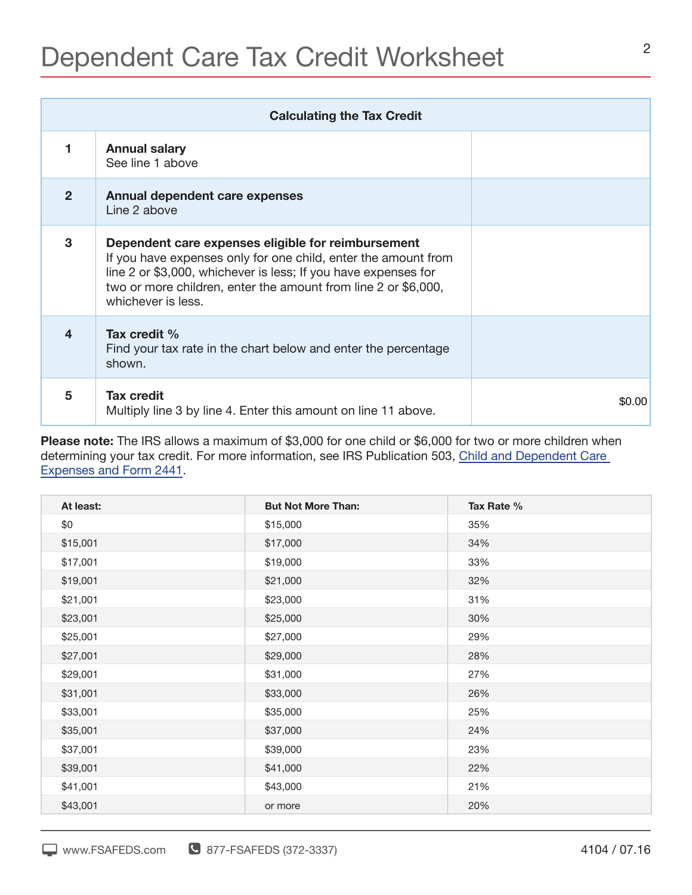# Dependent Care Tax Credit Worksheet

| Calculating the Tax Credit | | |
|---|---|---|
| 1 | **Annual salary**<br>See line 1 above | |
| 2 | **Annual dependent care expenses**<br>Line 2 above | |
| 3 | **Dependent care expenses eligible for reimbursement**<br>If you have expenses only for one child, enter the amount from line 2 or $3,000, whichever is less; If you have expenses for two or more children, enter the amount from line 2 or $6,000, whichever is less. | |
| 4 | **Tax credit %**<br>Find your tax rate in the chart below and enter the percentage shown. | |
| 5 | **Tax credit**<br>Multiply line 3 by line 4. Enter this amount on line 11 above. | $0.00 |

**Please note:** The IRS allows a maximum of $3,000 for one child or $6,000 for two or more children when determining your tax credit. For more information, see IRS Publication 503, Child and Dependent Care Expenses and Form 2441.

| At least: | But Not More Than: | Tax Rate % |
|---|---|---|
| $0 | $15,000 | 35% |
| $15,001 | $17,000 | 34% |
| $17,001 | $19,000 | 33% |
| $19,001 | $21,000 | 32% |
| $21,001 | $23,000 | 31% |
| $23,001 | $25,000 | 30% |
| $25,001 | $27,000 | 29% |
| $27,001 | $29,000 | 28% |
| $29,001 | $31,000 | 27% |
| $31,001 | $33,000 | 26% |
| $33,001 | $35,000 | 25% |
| $35,001 | $37,000 | 24% |
| $37,001 | $39,000 | 23% |
| $39,001 | $41,000 | 22% |
| $41,001 | $43,000 | 21% |
| $43,001 | or more | 20% |

www.FSAFEDS.com 877-FSAFEDS (372-3337) 4104 / 07.16